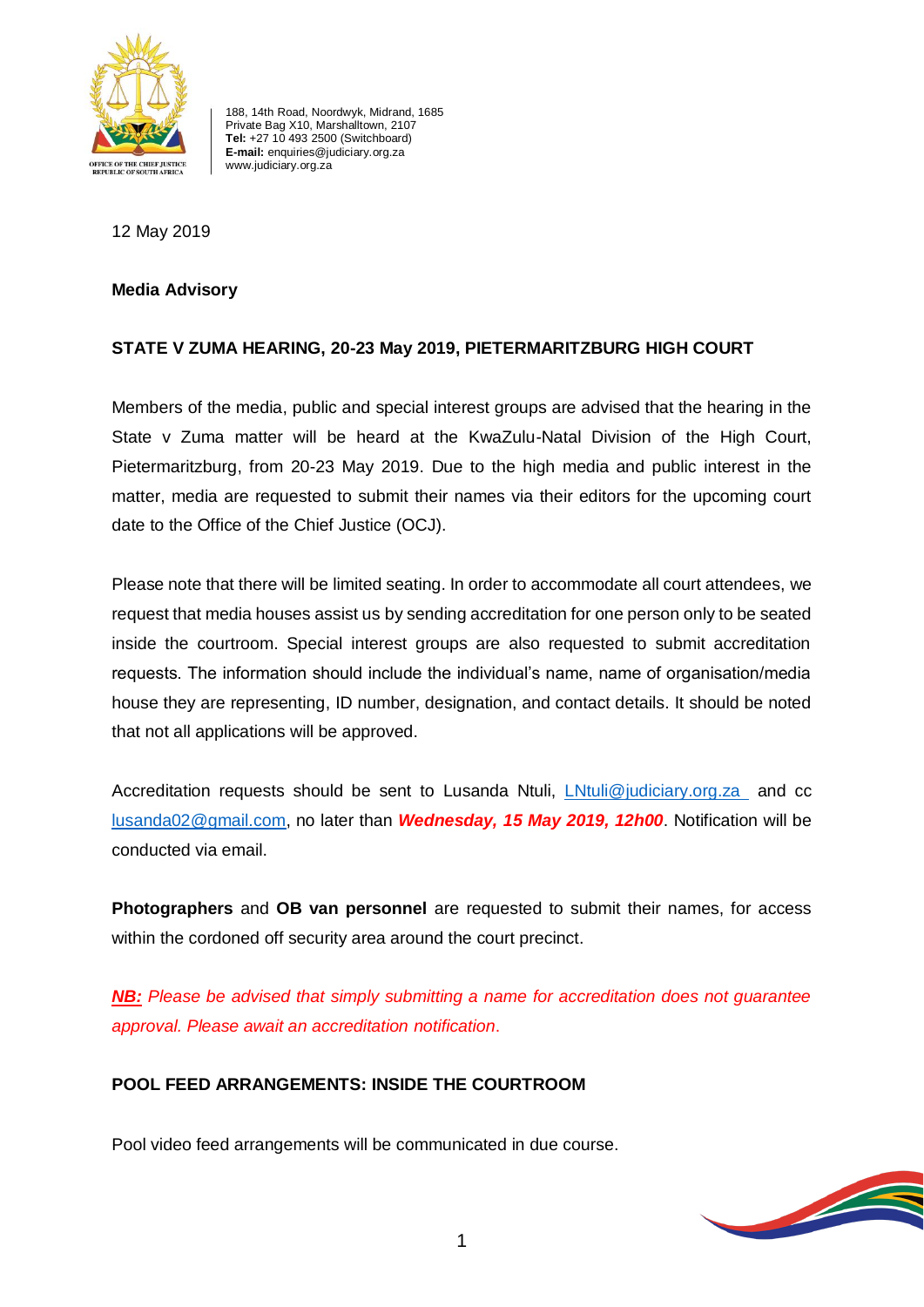188, 14th Road, Noordwyk, Midrand, 1685
Private Bag X10, Marshalltown, 2107
**Tel:** +27 10 493 2500 (Switchboard)
**E-mail:** enquiries@judiciary.org.za
www.judiciary.org.za

12 May 2019

**Media Advisory**

**STATE V ZUMA HEARING, 20-23 May 2019, PIETERMARITZBURG HIGH COURT**

Members of the media, public and special interest groups are advised that the hearing in the State v Zuma matter will be heard at the KwaZulu-Natal Division of the High Court, Pietermaritzburg, from 20-23 May 2019. Due to the high media and public interest in the matter, media are requested to submit their names via their editors for the upcoming court date to the Office of the Chief Justice (OCJ).

Please note that there will be limited seating. In order to accommodate all court attendees, we request that media houses assist us by sending accreditation for one person only to be seated inside the courtroom. Special interest groups are also requested to submit accreditation requests. The information should include the individual's name, name of organisation/media house they are representing, ID number, designation, and contact details. It should be noted that not all applications will be approved.

Accreditation requests should be sent to Lusanda Ntuli, LNtuli@judiciary.org.za and cc lusanda02@gmail.com, no later than ***Wednesday, 15 May 2019, 12h00***. Notification will be conducted via email.

**Photographers** and **OB van personnel** are requested to submit their names, for access within the cordoned off security area around the court precinct.

***NB:*** *Please be advised that simply submitting a name for accreditation does not guarantee approval. Please await an accreditation notification.*

**POOL FEED ARRANGEMENTS: INSIDE THE COURTROOM**

Pool video feed arrangements will be communicated in due course.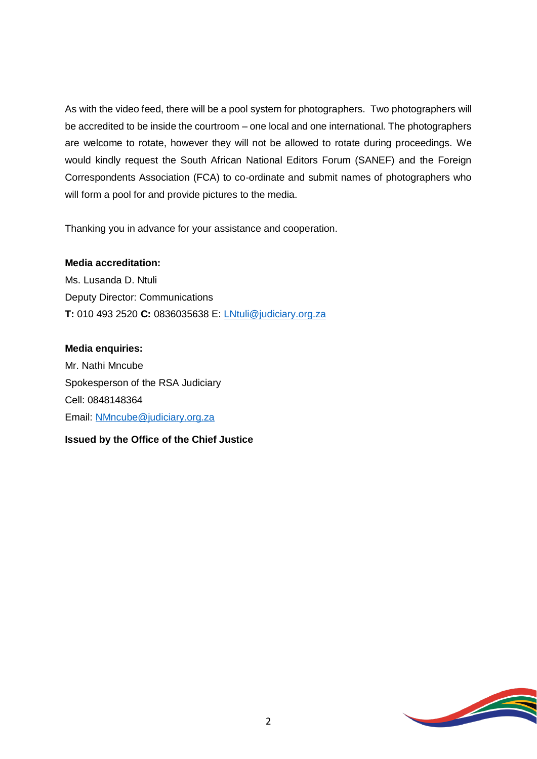As with the video feed, there will be a pool system for photographers. Two photographers will be accredited to be inside the courtroom – one local and one international. The photographers are welcome to rotate, however they will not be allowed to rotate during proceedings. We would kindly request the South African National Editors Forum (SANEF) and the Foreign Correspondents Association (FCA) to co-ordinate and submit names of photographers who will form a pool for and provide pictures to the media.

Thanking you in advance for your assistance and cooperation.

**Media accreditation:**
Ms. Lusanda D. Ntuli
Deputy Director: Communications
**T:** 010 493 2520 **C:** 0836035638 E: LNtuli@judiciary.org.za

**Media enquiries:**
Mr. Nathi Mncube
Spokesperson of the RSA Judiciary
Cell: 0848148364
Email: NMncube@judiciary.org.za

**Issued by the Office of the Chief Justice**